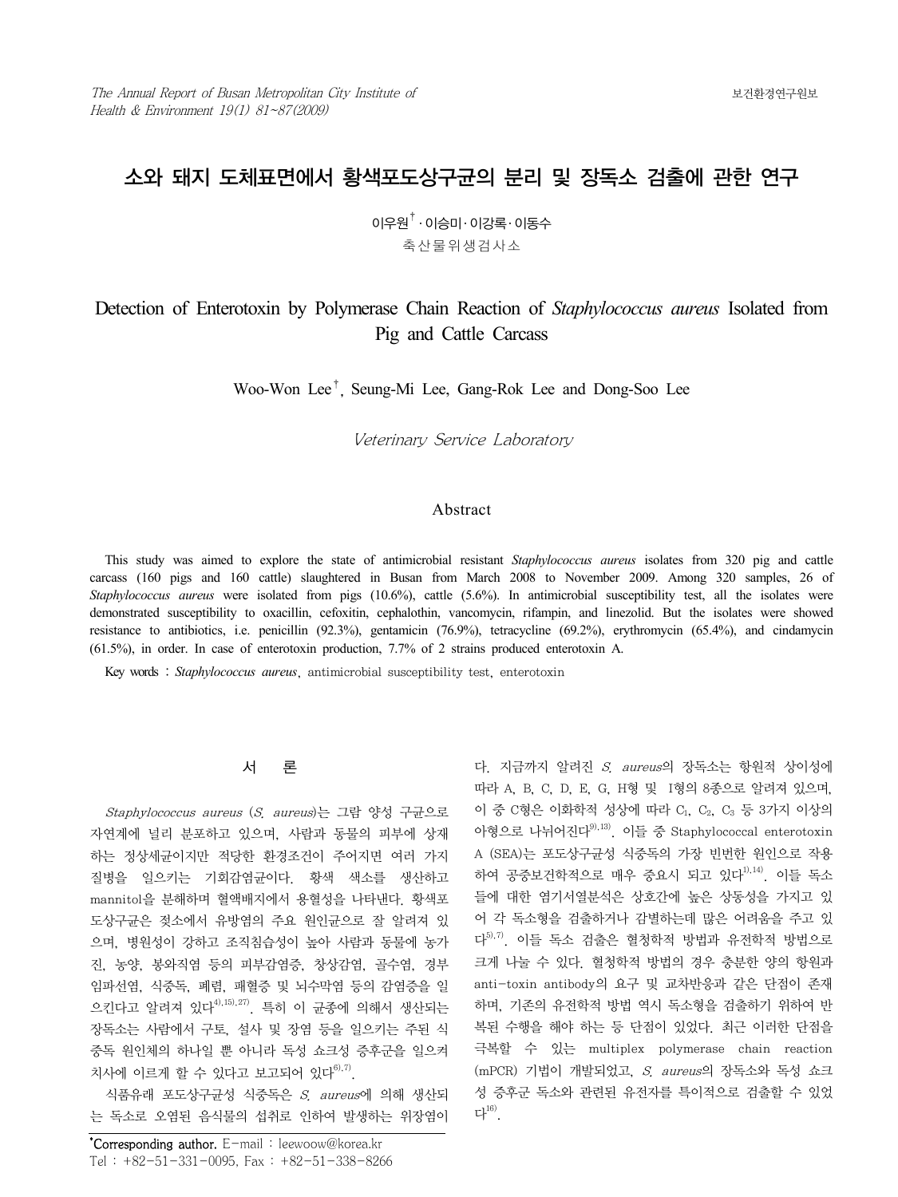# 소와 돼지 도체표면에서 황색포도상구균의 분리 및 장독소 검출에 관한 연구

이우원[†] · 이승미 · 이강록 · 이동수

축산물위생검사소

# Detection of Enterotoxin by Polymerase Chain Reaction of *Staphylococcus aureus* Isolated from Pig and Cattle Carcass

Woo-Won Lee[†], Seung-Mi Lee, Gang-Rok Lee and Dong-Soo Lee

*Veterinary Service Laboratory*

## Abstract

This study was aimed to explore the state of antimicrobial resistant *Staphylococcus aureus* isolates from 320 pig and cattle carcass (160 pigs and 160 cattle) slaughtered in Busan from March 2008 to November 2009. Among 320 samples, 26 of *Staphylococcus aureus* were isolated from pigs (10.6%), cattle (5.6%). In antimicrobial susceptibility test, all the isolates were demonstrated susceptibility to oxacillin, cefoxitin, cephalothin, vancomycin, rifampin, and linezolid. But the isolates were showed resistance to antibiotics, i.e. penicillin (92.3%), gentamicin (76.9%), tetracycline (69.2%), erythromycin (65.4%), and cindamycin (61.5%), in order. In case of enterotoxin production, 7.7% of 2 strains produced enterotoxin A.

Key words : *Staphylococcus aureus*, antimicrobial susceptibility test, enterotoxin

## 서 론

*Staphylococcus aureus* (*S. aureus*)는 그람 양성 구균으로 자연계에 널리 분포하고 있으며, 사람과 동물의 피부에 상재하는 정상세균이지만 적당한 환경조건이 주어지면 여러 가지 질병을 일으키는 기회감염균이다. 황색 색소를 생산하고 mannitol을 분해하며 혈액배지에서 용혈성을 나타낸다. 황색포도상구균은 젖소에서 유방염의 주요 원인균으로 잘 알려져 있으며, 병원성이 강하고 조직침습성이 높아 사람과 동물에 농가진, 농양, 봉와직염 등의 피부감염증, 창상감염, 골수염, 경부임파선염, 식중독, 폐렴, 패혈증 및 뇌수막염 등의 감염증을 일으킨다고 알려져 있다[4),15),27)]. 특히 이 균종에 의해서 생산되는 장독소는 사람에서 구토, 설사 및 장염 등을 일으키는 주된 식중독 원인체의 하나일 뿐 아니라 독성 쇼크성 증후군을 일으켜 치사에 이르게 할 수 있다고 보고되어 있다[6),7)].

식품유래 포도상구균성 식중독은 *S. aureus*에 의해 생산되는 독소로 오염된 음식물의 섭취로 인하여 발생하는 위장염이다. 지금까지 알려진 *S. aureus*의 장독소는 항원적 상이성에 따라 A, B, C, D, E, G, H형 및 I형의 8종으로 알려져 있으며, 이 중 C형은 이화학적 성상에 따라 $C_1$, $C_2$, $C_3$ 등 3가지 이상의 아형으로 나뉘어진다[9),13)]. 이들 중 Staphylococcal enterotoxin A (SEA)는 포도상구균성 식중독의 가장 빈번한 원인으로 작용하여 공중보건학적으로 매우 중요시 되고 있다[1),14)]. 이들 독소들에 대한 염기서열분석은 상호간에 높은 상동성을 가지고 있어 각 독소형을 검출하거나 감별하는데 많은 어려움을 주고 있다[5),7)]. 이들 독소 검출은 혈청학적 방법과 유전학적 방법으로 크게 나눌 수 있다. 혈청학적 방법의 경우 충분한 양의 항원과 anti-toxin antibody의 요구 및 교차반응과 같은 단점이 존재하며, 기존의 유전학적 방법 역시 독소형을 검출하기 위하여 반복된 수행을 해야 하는 등 단점이 있었다. 최근 이러한 단점을 극복할 수 있는 multiplex polymerase chain reaction (mPCR) 기법이 개발되었고, *S. aureus*의 장독소와 독성 쇼크성 증후군 독소와 관련된 유전자를 특이적으로 검출할 수 있었다[16)].

[†]Corresponding author. E-mail : leewoow@korea.kr
Tel : +82-51-331-0095, Fax : +82-51-338-8266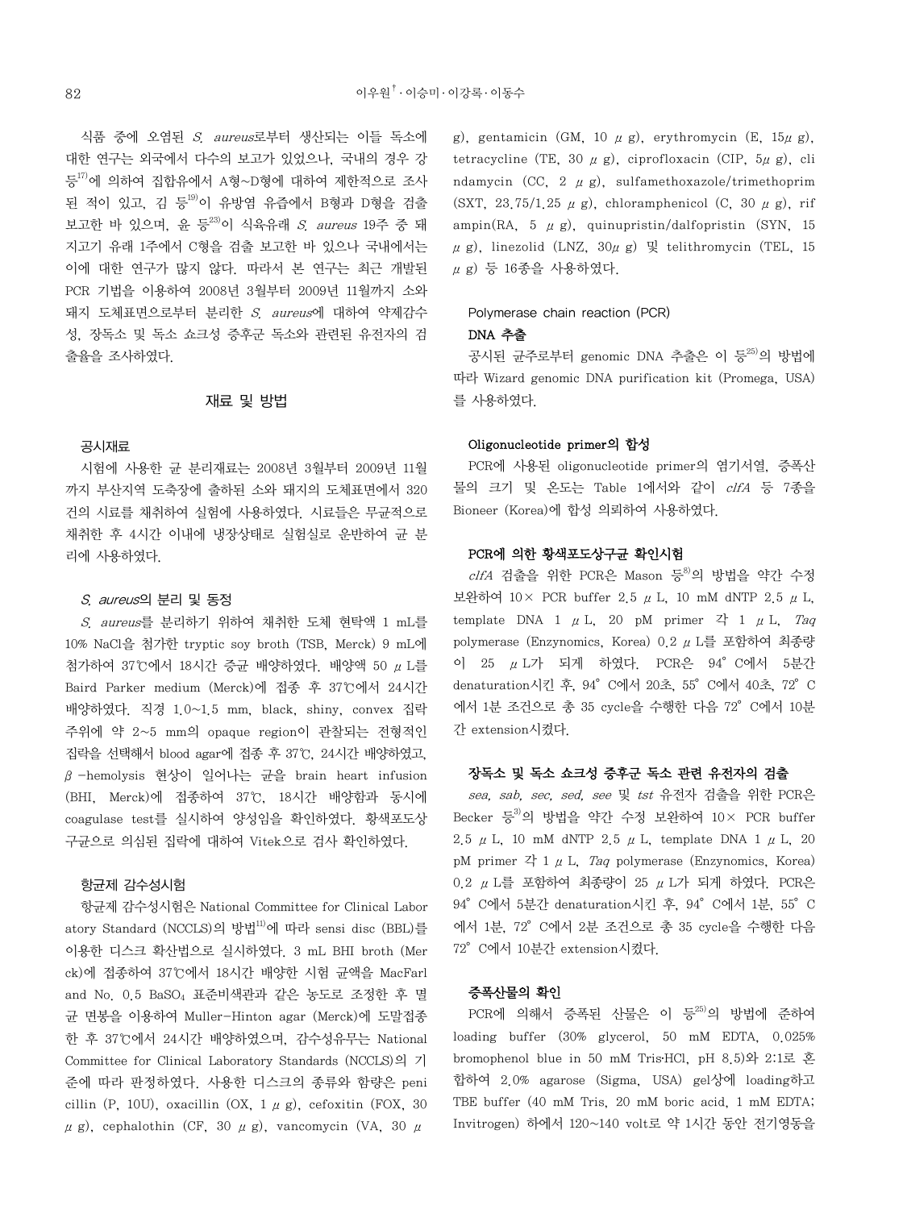식품 중에 오염된 *S. aureus*로부터 생산되는 이들 독소에 대한 연구는 외국에서 다수의 보고가 있었으나, 국내의 경우 강 등[17]에 의하여 집합유에서 A형~D형에 대하여 제한적으로 조사된 적이 있고, 김 등[19]이 유방염 유즙에서 B형과 D형을 검출 보고한 바 있으며, 윤 등[23]이 식육유래 *S. aureus* 19주 중 돼지고기 유래 1주에서 C형을 검출 보고한 바 있으나 국내에서는 이에 대한 연구가 많지 않다. 따라서 본 연구는 최근 개발된 PCR 기법을 이용하여 2008년 3월부터 2009년 11월까지 소와 돼지 도체표면으로부터 분리한 *S. aureus*에 대하여 약제감수성, 장독소 및 독소 쇼크성 증후군 독소와 관련된 유전자의 검출율을 조사하였다.

## 재료 및 방법

### 공시재료

시험에 사용한 균 분리재료는 2008년 3월부터 2009년 11월까지 부산지역 도축장에 출하된 소와 돼지의 도체표면에서 320건의 시료를 채취하여 실험에 사용하였다. 시료들은 무균적으로 채취한 후 4시간 이내에 냉장상태로 실험실로 운반하여 균 분리에 사용하였다.

### *S. aureus*의 분리 및 동정

*S. aureus*를 분리하기 위하여 채취한 도체 현탁액 1 mL를 10% NaCl을 첨가한 tryptic soy broth (TSB, Merck) 9 mL에 첨가하여 37℃에서 18시간 증균 배양하였다. 배양액 50 μL를 Baird Parker medium (Merck)에 접종 후 37℃에서 24시간 배양하였다. 직경 1.0~1.5 mm, black, shiny, convex 집락 주위에 약 2~5 mm의 opaque region이 관찰되는 전형적인 집락을 선택해서 blood agar에 접종 후 37℃, 24시간 배양하였고, β-hemolysis 현상이 일어나는 균을 brain heart infusion (BHI, Merck)에 접종하여 37℃, 18시간 배양함과 동시에 coagulase test를 실시하여 양성임을 확인하였다. 황색포도상구균으로 의심된 집락에 대하여 Vitek으로 검사 확인하였다.

### 항균제 감수성시험

항균제 감수성시험은 National Committee for Clinical Laboratory Standard (NCCLS)의 방법[11]에 따라 sensi disc (BBL)를 이용한 디스크 확산법으로 실시하였다. 3 mL BHI broth (Merck)에 접종하여 37℃에서 18시간 배양한 시험 균액을 MacFarland No. 0.5 $BaSO_4$ 표준비색관과 같은 농도로 조정한 후 멸균 면봉을 이용하여 Muller-Hinton agar (Merck)에 도말접종한 후 37℃에서 24시간 배양하였으며, 감수성유무는 National Committee for Clinical Laboratory Standards (NCCLS)의 기준에 따라 판정하였다. 사용한 디스크의 종류와 함량은 penicillin (P, 10U), oxacillin (OX, 1 μg), cefoxitin (FOX, 30 μg), cephalothin (CF, 30 μg), vancomycin (VA, 30 μg), gentamicin (GM, 10 μg), erythromycin (E, 15μg), tetracycline (TE, 30 μg), ciprofloxacin (CIP, 5μg), clindamycin (CC, 2 μg), sulfamethoxazole/trimethoprim (SXT, 23.75/1.25 μg), chloramphenicol (C, 30 μg), rifampin(RA, 5 μg), quinupristin/dalfopristin (SYN, 15 μg), linezolid (LNZ, 30μg) 및 telithromycin (TEL, 15 μg) 등 16종을 사용하였다.

### Polymerase chain reaction (PCR)

#### DNA 추출

공시된 균주로부터 genomic DNA 추출은 이 등[25]의 방법에 따라 Wizard genomic DNA purification kit (Promega, USA)를 사용하였다.

#### Oligonucleotide primer의 합성

PCR에 사용된 oligonucleotide primer의 염기서열, 증폭산물의 크기 및 온도는 Table 1에서와 같이 *clfA* 등 7종을 Bioneer (Korea)에 합성 의뢰하여 사용하였다.

#### PCR에 의한 황색포도상구균 확인시험

*clfA* 검출을 위한 PCR은 Mason 등[8]의 방법을 약간 수정 보완하여 10× PCR buffer 2.5 μL, 10 mM dNTP 2.5 μL, template DNA 1 μL, 20 pM primer 각 1 μL, *Taq* polymerase (Enzynomics, Korea) 0.2 μL를 포함하여 최종량이 25 μL가 되게 하였다. PCR은 94° C에서 5분간 denaturation시킨 후, 94° C에서 20초, 55° C에서 40초, 72° C에서 1분 조건으로 총 35 cycle을 수행한 다음 72° C에서 10분간 extension시켰다.

#### 장독소 및 독소 쇼크성 증후군 독소 관련 유전자의 검출

*sea, sab, sec, sed, see* 및 *tst* 유전자 검출을 위한 PCR은 Becker 등[3]의 방법을 약간 수정 보완하여 10× PCR buffer 2.5 μL, 10 mM dNTP 2.5 μL, template DNA 1 μL, 20 pM primer 각 1 μL, *Taq* polymerase (Enzynomics, Korea) 0.2 μL를 포함하여 최종량이 25 μL가 되게 하였다. PCR은 94° C에서 5분간 denaturation시킨 후, 94° C에서 1분, 55° C에서 1분, 72° C에서 2분 조건으로 총 35 cycle을 수행한 다음 72° C에서 10분간 extension시켰다.

#### 증폭산물의 확인

PCR에 의해서 증폭된 산물은 이 등[25]의 방법에 준하여 loading buffer (30% glycerol, 50 mM EDTA, 0.025% bromophenol blue in 50 mM Tris-HCl, pH 8.5)와 2:1로 혼합하여 2.0% agarose (Sigma, USA) gel상에 loading하고 TBE buffer (40 mM Tris, 20 mM boric acid, 1 mM EDTA; Invitrogen) 하에서 120~140 volt로 약 1시간 동안 전기영동을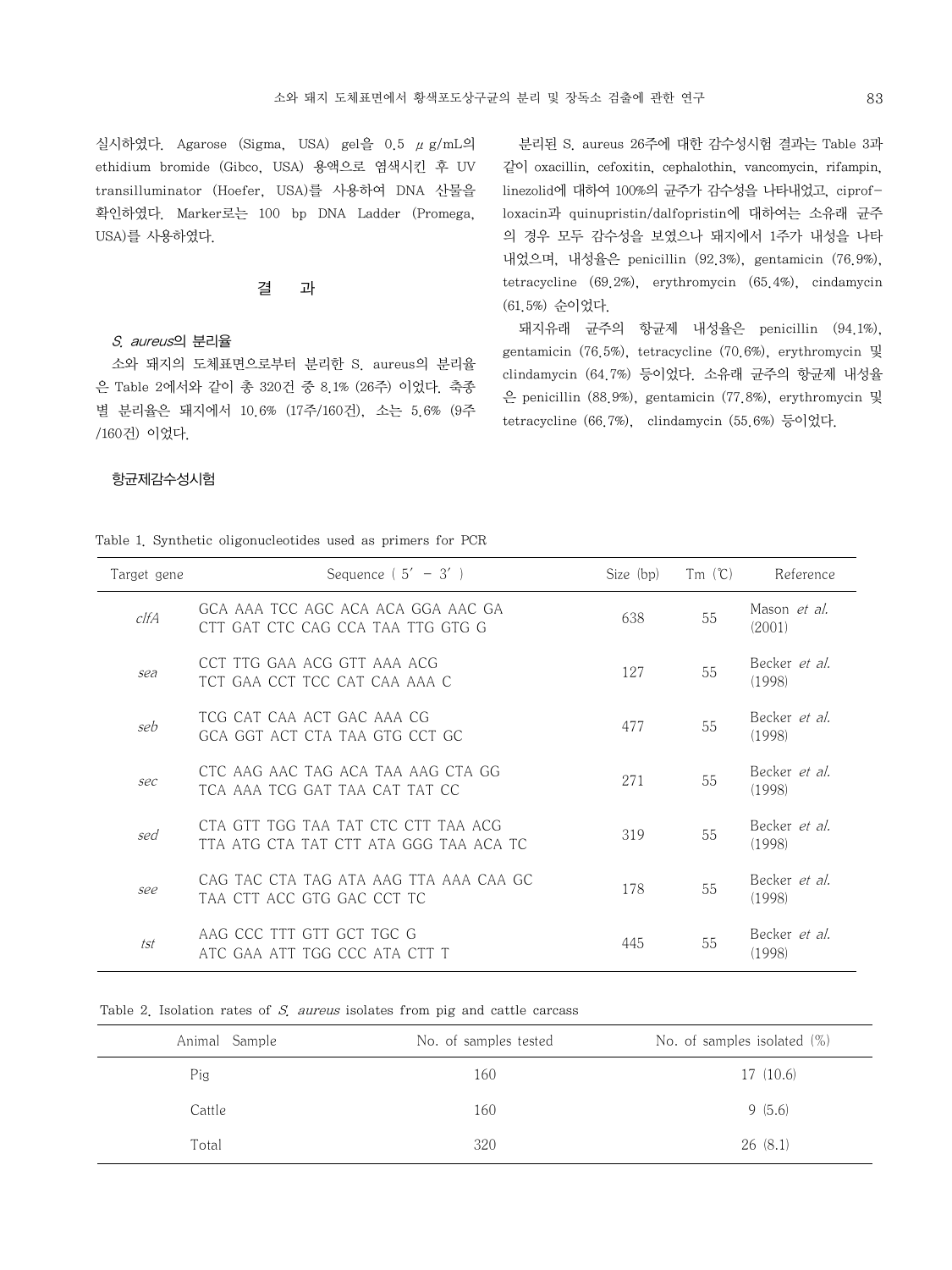실시하였다. Agarose (Sigma, USA) gel을 0.5 $\mu$ g/mL의 ethidium bromide (Gibco, USA) 용액으로 염색시킨 후 UV transilluminator (Hoefer, USA)를 사용하여 DNA 산물을 확인하였다. Marker로는 100 bp DNA Ladder (Promega, USA)를 사용하였다.

## 결 과

### *S. aureus*의 분리율

소와 돼지의 도체표면으로부터 분리한 S. aureus의 분리율은 Table 2에서와 같이 총 320건 중 8.1% (26주) 이었다. 축종별 분리율은 돼지에서 10.6% (17주/160건), 소는 5.6% (9주/160건) 이었다.

### 항균제감수성시험

분리된 S. aureus 26주에 대한 감수성시험 결과는 Table 3과 같이 oxacillin, cefoxitin, cephalothin, vancomycin, rifampin, linezolid에 대하여 100%의 균주가 감수성을 나타내었고, ciprofloxacin과 quinupristin/dalfopristin에 대하여는 소유래 균주의 경우 모두 감수성을 보였으나 돼지에서 1주가 내성을 나타내었으며, 내성율은 penicillin (92.3%), gentamicin (76.9%), tetracycline (69.2%), erythromycin (65.4%), cindamycin (61.5%) 순이었다.

돼지유래 균주의 항균제 내성율은 penicillin (94.1%), gentamicin (76.5%), tetracycline (70.6%), erythromycin 및 clindamycin (64.7%) 등이었다. 소유래 균주의 항균제 내성율은 penicillin (88.9%), gentamicin (77.8%), erythromycin 및 tetracycline (66.7%), clindamycin (55.6%) 등이었다.

Table 1. Synthetic oligonucleotides used as primers for PCR

| Target gene | Sequence ( 5′ − 3′ ) | Size (bp) | Tm (℃) | Reference |
|---|---|---|---|---|
| *clfA* | GCA AAA TCC AGC ACA ACA GGA AAC GA<br>CTT GAT CTC CAG CCA TAA TTG GTG G | 638 | 55 | Mason *et al.* (2001) |
| *sea* | CCT TTG GAA ACG GTT AAA ACG<br>TCT GAA CCT TCC CAT CAA AAA C | 127 | 55 | Becker *et al.* (1998) |
| *seb* | TCG CAT CAA ACT GAC AAA CG<br>GCA GGT ACT CTA TAA GTG CCT GC | 477 | 55 | Becker *et al.* (1998) |
| *sec* | CTC AAG AAC TAG ACA TAA AAG CTA GG<br>TCA AAA TCG GAT TAA CAT TAT CC | 271 | 55 | Becker *et al.* (1998) |
| *sed* | CTA GTT TGG TAA TAT CTC CTT TAA ACG<br>TTA ATG CTA TAT CTT ATA GGG TAA ACA TC | 319 | 55 | Becker *et al.* (1998) |
| *see* | CAG TAC CTA TAG ATA AAG TTA AAA CAA GC<br>TAA CTT ACC GTG GAC CCT TC | 178 | 55 | Becker *et al.* (1998) |
| *tst* | AAG CCC TTT GTT GCT TGC G<br>ATC GAA ATT TGG CCC ATA CTT T | 445 | 55 | Becker *et al.* (1998) |

Table 2. Isolation rates of *S. aureus* isolates from pig and cattle carcass

| Animal Sample | No. of samples tested | No. of samples isolated (%) |
|---|---|---|
| Pig | 160 | 17 (10.6) |
| Cattle | 160 | 9 (5.6) |
| Total | 320 | 26 (8.1) |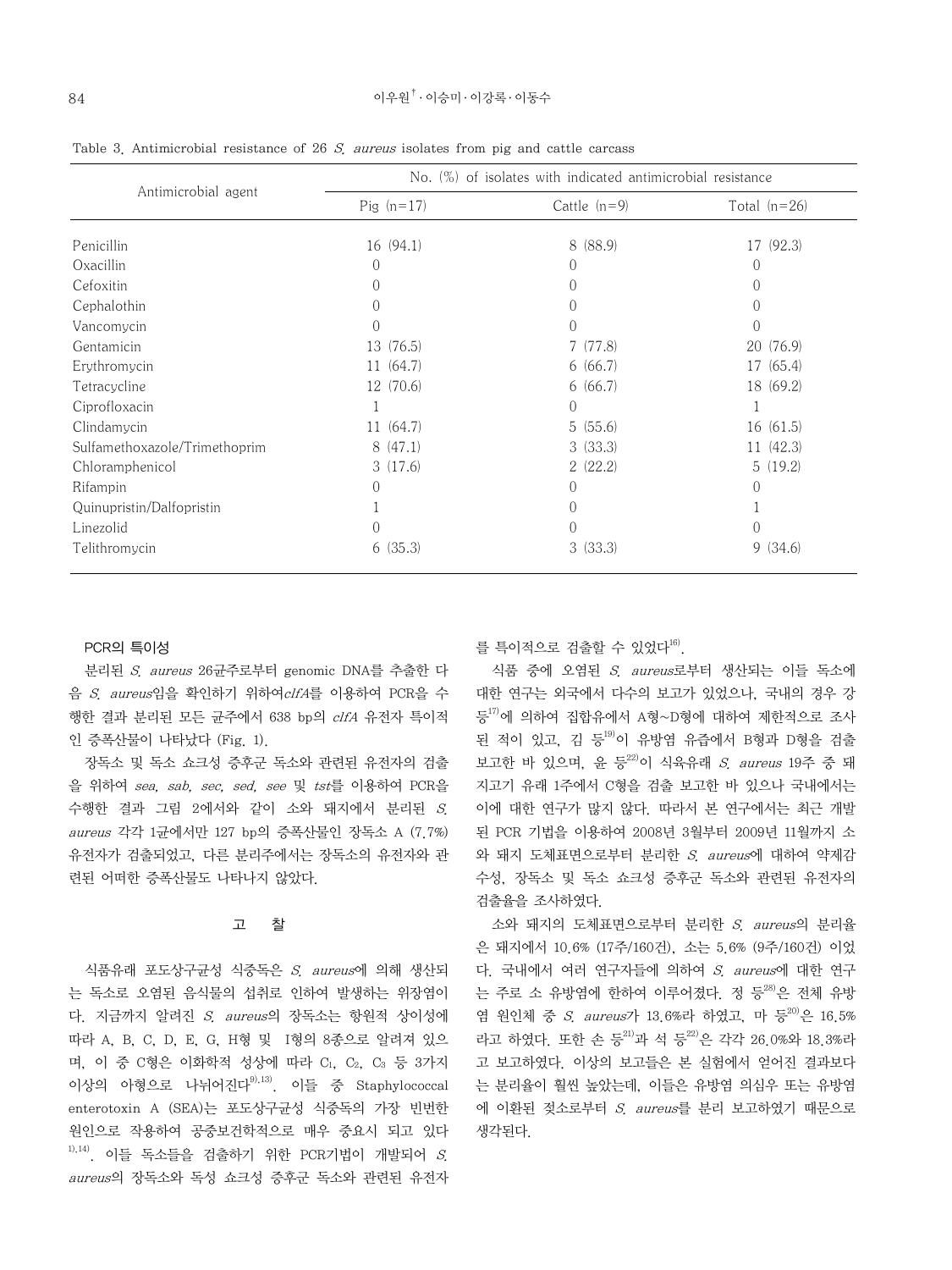Table 3. Antimicrobial resistance of 26 *S. aureus* isolates from pig and cattle carcass

| Antimicrobial agent | No. (%) of isolates with indicated antimicrobial resistance | | |
|---|---|---|---|
| | Pig (n=17) | Cattle (n=9) | Total (n=26) |
| Penicillin | 16 (94.1) | 8 (88.9) | 17 (92.3) |
| Oxacillin | 0 | 0 | 0 |
| Cefoxitin | 0 | 0 | 0 |
| Cephalothin | 0 | 0 | 0 |
| Vancomycin | 0 | 0 | 0 |
| Gentamicin | 13 (76.5) | 7 (77.8) | 20 (76.9) |
| Erythromycin | 11 (64.7) | 6 (66.7) | 17 (65.4) |
| Tetracycline | 12 (70.6) | 6 (66.7) | 18 (69.2) |
| Ciprofloxacin | 1 | 0 | 1 |
| Clindamycin | 11 (64.7) | 5 (55.6) | 16 (61.5) |
| Sulfamethoxazole/Trimethoprim | 8 (47.1) | 3 (33.3) | 11 (42.3) |
| Chloramphenicol | 3 (17.6) | 2 (22.2) | 5 (19.2) |
| Rifampin | 0 | 0 | 0 |
| Quinupristin/Dalfopristin | 1 | 0 | 1 |
| Linezolid | 0 | 0 | 0 |
| Telithromycin | 6 (35.3) | 3 (33.3) | 9 (34.6) |

### PCR의 특이성

분리된 *S. aureus* 26균주로부터 genomic DNA를 추출한 다음 *S. aureus*임을 확인하기 위하여*clfA*를 이용하여 PCR을 수행한 결과 분리된 모든 균주에서 638 bp의 *clfA* 유전자 특이적인 증폭산물이 나타났다 (Fig. 1).

장독소 및 독소 쇼크성 증후군 독소와 관련된 유전자의 검출을 위하여 *sea, sab, sec, sed, see* 및 *tst*를 이용하여 PCR을 수행한 결과 그림 2에서와 같이 소와 돼지에서 분리된 *S. aureus* 각각 1균에서만 127 bp의 증폭산물인 장독소 A (7.7%) 유전자가 검출되었고, 다른 분리주에서는 장독소의 유전자와 관련된 어떠한 증폭산물도 나타나지 않았다.

## 고 찰

식품유래 포도상구균성 식중독은 *S. aureus*에 의해 생산되는 독소로 오염된 음식물의 섭취로 인하여 발생하는 위장염이다. 지금까지 알려진 *S. aureus*의 장독소는 항원적 상이성에 따라 A, B, C, D, E, G, H형 및 I형의 8종으로 알려져 있으며, 이 중 C형은 이화학적 성상에 따라 $C_1$, $C_2$, $C_3$ 등 3가지 이상의 아형으로 나뉘어진다[9,13]. 이들 중 Staphylococcal enterotoxin A (SEA)는 포도상구균성 식중독의 가장 빈번한 원인으로 작용하여 공중보건학적으로 매우 중요시 되고 있다[1,14]. 이들 독소들을 검출하기 위한 PCR기법이 개발되어 *S. aureus*의 장독소와 독성 쇼크성 증후군 독소와 관련된 유전자를 특이적으로 검출할 수 있었다[16].

식품 중에 오염된 *S. aureus*로부터 생산되는 이들 독소에 대한 연구는 외국에서 다수의 보고가 있었으나, 국내의 경우 강 등[17]에 의하여 집합유에서 A형~D형에 대하여 제한적으로 조사된 적이 있고, 김 등[19]이 유방염 유즙에서 B형과 D형을 검출 보고한 바 있으며, 윤 등[22]이 식육유래 *S. aureus* 19주 중 돼지고기 유래 1주에서 C형을 검출 보고한 바 있으나 국내에서는 이에 대한 연구가 많지 않다. 따라서 본 연구에서는 최근 개발된 PCR 기법을 이용하여 2008년 3월부터 2009년 11월까지 소와 돼지 도체표면으로부터 분리한 *S. aureus*에 대하여 약제감수성, 장독소 및 독소 쇼크성 증후군 독소와 관련된 유전자의 검출율을 조사하였다.

소와 돼지의 도체표면으로부터 분리한 *S. aureus*의 분리율은 돼지에서 10.6% (17주/160건), 소는 5.6% (9주/160건) 이었다. 국내에서 여러 연구자들에 의하여 *S. aureus*에 대한 연구는 주로 소 유방염에 한하여 이루어졌다. 정 등[28]은 전체 유방염 원인체 중 *S. aureus*가 13.6%라 하였고, 마 등[20]은 16.5%라고 하였다. 또한 손 등[21]과 석 등[22]은 각각 26.0%와 18.3%라고 보고하였다. 이상의 보고들은 본 실험에서 얻어진 결과보다는 분리율이 훨씬 높았는데, 이들은 유방염 의심우 또는 유방염에 이환된 젖소로부터 *S. aureus*를 분리 보고하였기 때문으로 생각된다.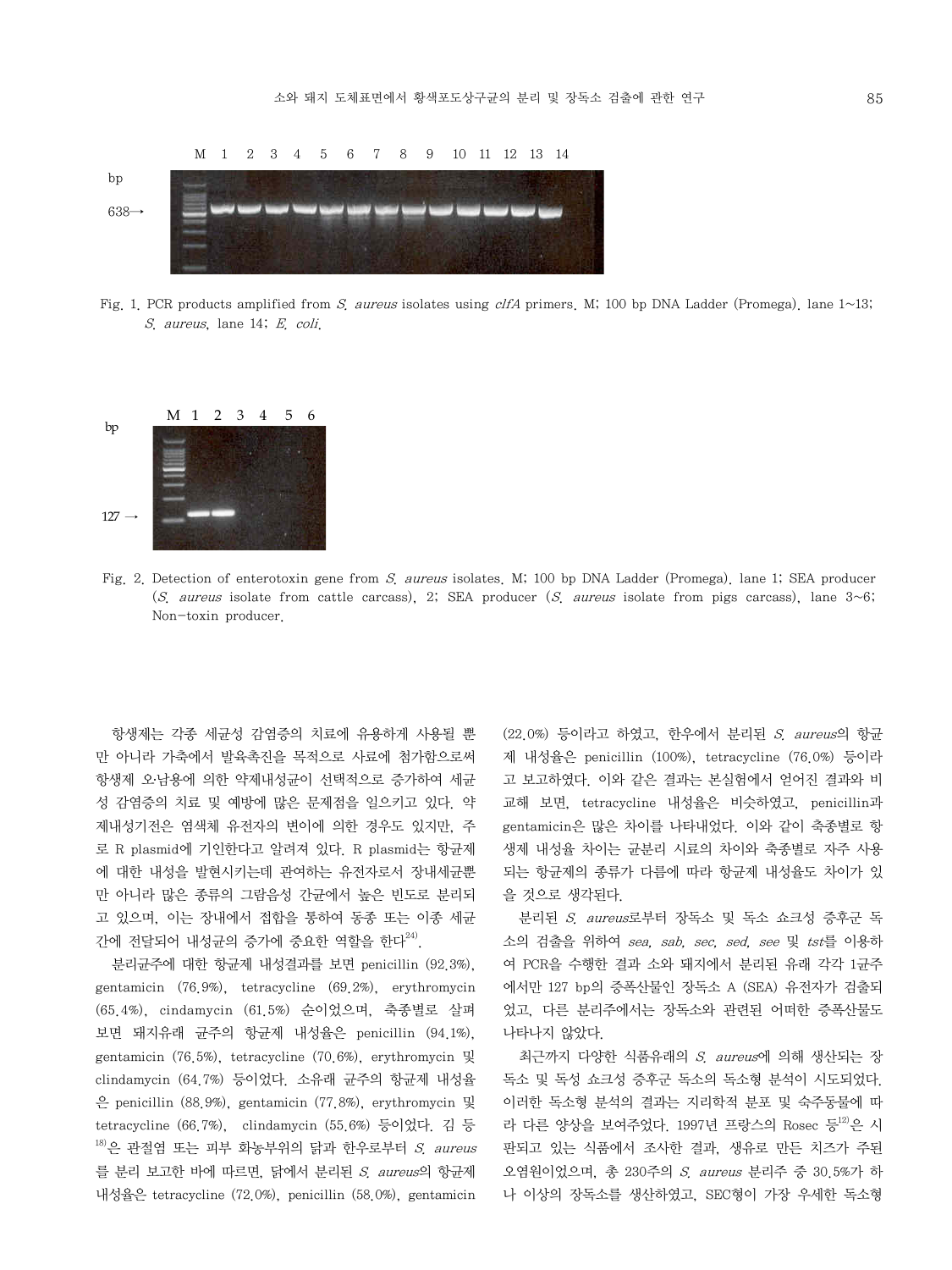M 1 2 3 4 5 6 7 8 9 10 11 12 13 14

bp

638→

Fig. 1. PCR products amplified from *S. aureus* isolates using *clfA* primers. M; 100 bp DNA Ladder (Promega). lane 1~13; *S. aureus*, lane 14; *E. coli*.

M 1 2 3 4 5 6

bp

127 →

Fig. 2. Detection of enterotoxin gene from *S. aureus* isolates. M; 100 bp DNA Ladder (Promega). lane 1; SEA producer (*S. aureus* isolate from cattle carcass), 2; SEA producer (*S. aureus* isolate from pigs carcass), lane 3~6; Non-toxin producer.

항생제는 각종 세균성 감염증의 치료에 유용하게 사용될 뿐만 아니라 가축에서 발육촉진을 목적으로 사료에 첨가함으로써 항생제 오·남용에 의한 약제내성균이 선택적으로 증가하여 세균성 감염증의 치료 및 예방에 많은 문제점을 일으키고 있다. 약제내성기전은 염색체 유전자의 변이에 의한 경우도 있지만, 주로 R plasmid에 기인한다고 알려져 있다. R plasmid는 항균제에 대한 내성을 발현시키는데 관여하는 유전자로서 장내세균뿐만 아니라 많은 종류의 그람음성 간균에서 높은 빈도로 분리되고 있으며, 이는 장내에서 접합을 통하여 동종 또는 이종 세균간에 전달되어 내성균의 증가에 중요한 역할을 한다[24].

분리균주에 대한 항균제 내성결과를 보면 penicillin (92.3%), gentamicin (76.9%), tetracycline (69.2%), erythromycin (65.4%), cindamycin (61.5%) 순이었으며, 축종별로 살펴보면 돼지유래 균주의 항균제 내성율은 penicillin (94.1%), gentamicin (76.5%), tetracycline (70.6%), erythromycin 및 clindamycin (64.7%) 등이었다. 소유래 균주의 항균제 내성율은 penicillin (88.9%), gentamicin (77.8%), erythromycin 및 tetracycline (66.7%), clindamycin (55.6%) 등이었다. 김 등[18]은 관절염 또는 피부 화농부위의 닭과 한우로부터 *S. aureus*를 분리 보고한 바에 따르면, 닭에서 분리된 *S. aureus*의 항균제 내성율은 tetracycline (72.0%), penicillin (58.0%), gentamicin (22.0%) 등이라고 하였고, 한우에서 분리된 *S. aureus*의 항균제 내성율은 penicillin (100%), tetracycline (76.0%) 등이라고 보고하였다. 이와 같은 결과는 본실험에서 얻어진 결과와 비교해 보면, tetracycline 내성율은 비슷하였고, penicillin과 gentamicin은 많은 차이를 나타내었다. 이와 같이 축종별로 항생제 내성율 차이는 균분리 시료의 차이와 축종별로 자주 사용되는 항균제의 종류가 다름에 따라 항균제 내성율도 차이가 있을 것으로 생각된다.

분리된 *S. aureus*로부터 장독소 및 독소 쇼크성 증후군 독소의 검출을 위하여 *sea, sab, sec, sed, see* 및 *tst*를 이용하여 PCR을 수행한 결과 소와 돼지에서 분리된 유래 각각 1균주에서만 127 bp의 증폭산물인 장독소 A (SEA) 유전자가 검출되었고, 다른 분리주에서는 장독소와 관련된 어떠한 증폭산물도 나타나지 않았다.

최근까지 다양한 식품유래의 *S. aureus*에 의해 생산되는 장독소 및 독성 쇼크성 증후군 독소의 독소형 분석이 시도되었다. 이러한 독소형 분석의 결과는 지리학적 분포 및 숙주동물에 따라 다른 양상을 보여주었다. 1997년 프랑스의 Rosec 등[12]은 시판되고 있는 식품에서 조사한 결과, 생유로 만든 치즈가 주된 오염원이었으며, 총 230주의 *S. aureus* 분리주 중 30.5%가 하나 이상의 장독소를 생산하였고, SEC형이 가장 우세한 독소형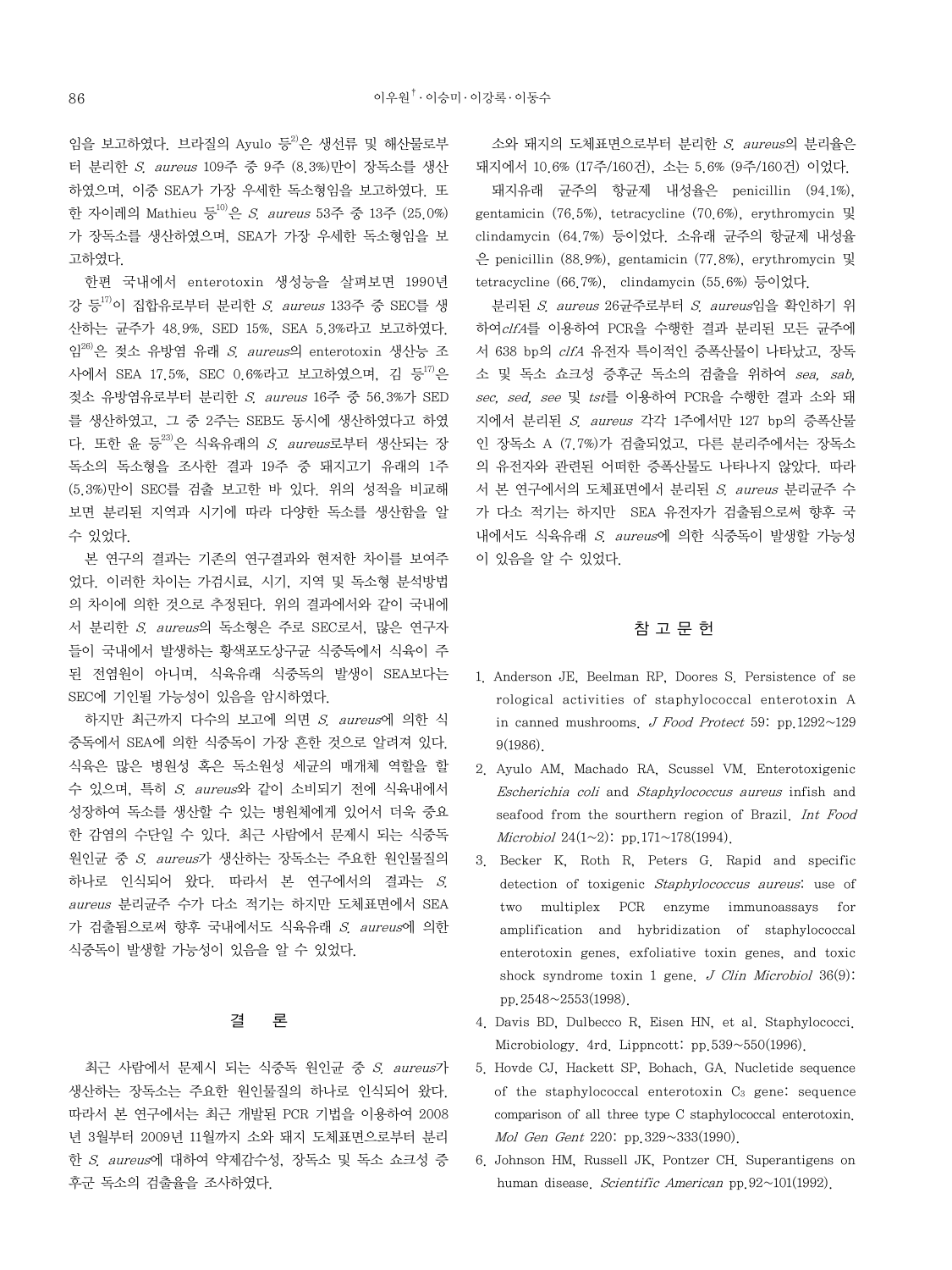임을 보고하였다. 브라질의 Ayulo 등[2]은 생선류 및 해산물로부터 분리한 *S. aureus* 109주 중 9주 (8.3%)만이 장독소를 생산하였으며, 이중 SEA가 가장 우세한 독소형임을 보고하였다. 또한 자이레의 Mathieu 등[10]은 *S. aureus* 53주 중 13주 (25.0%)가 장독소를 생산하였으며, SEA가 가장 우세한 독소형임을 보고하였다.

한편 국내에서 enterotoxin 생성능을 살펴보면 1990년 강 등[17]이 집합유로부터 분리한 *S. aureus* 133주 중 SEC를 생산하는 균주가 48.9%, SED 15%, SEA 5.3%라고 보고하였다. 임[26]은 젖소 유방염 유래 *S. aureus*의 enterotoxin 생산능 조사에서 SEA 17.5%, SEC 0.6%라고 보고하였으며, 김 등[17]은 젖소 유방염유로부터 분리한 *S. aureus* 16주 중 56.3%가 SED를 생산하였고, 그 중 2주는 SEB도 동시에 생산하였다고 하였다. 또한 윤 등[23]은 식육유래의 *S. aureus*로부터 생산되는 장독소의 독소형을 조사한 결과 19주 중 돼지고기 유래의 1주 (5.3%)만이 SEC를 검출 보고한 바 있다. 위의 성적을 비교해 보면 분리된 지역과 시기에 따라 다양한 독소를 생산함을 알 수 있었다.

본 연구의 결과는 기존의 연구결과와 현저한 차이를 보여주었다. 이러한 차이는 가검시료, 시기, 지역 및 독소형 분석방법의 차이에 의한 것으로 추정된다. 위의 결과에서와 같이 국내에서 분리한 *S. aureus*의 독소형은 주로 SEC로서, 많은 연구자들이 국내에서 발생하는 황색포도상구균 식중독에서 식육이 주된 전염원이 아니며, 식육유래 식중독의 발생이 SEA보다는 SEC에 기인될 가능성이 있음을 암시하였다.

하지만 최근까지 다수의 보고에 의하면 *S. aureus*에 의한 식중독에서 SEA에 의한 식중독이 가장 흔한 것으로 알려져 있다. 식육은 많은 병원성 혹은 독소원성 세균의 매개체 역할을 할 수 있으며, 특히 *S. aureus*와 같이 소비되기 전에 식육내에서 성장하여 독소를 생산할 수 있는 병원체에게 있어서 더욱 중요한 감염의 수단일 수 있다. 최근 사람에서 문제시 되는 식중독 원인균 중 *S. aureus*가 생산하는 장독소는 주요한 원인물질의 하나로 인식되어 왔다. 따라서 본 연구에서의 결과는 *S. aureus* 분리균주 수가 다소 적기는 하지만 도체표면에서 SEA가 검출됨으로써 향후 국내에서도 식육유래 *S. aureus*에 의한 식중독이 발생할 가능성이 있음을 알 수 있었다.

## 결 론

최근 사람에서 문제시 되는 식중독 원인균 중 *S. aureus*가 생산하는 장독소는 주요한 원인물질의 하나로 인식되어 왔다. 따라서 본 연구에서는 최근 개발된 PCR 기법을 이용하여 2008년 3월부터 2009년 11월까지 소와 돼지 도체표면으로부터 분리한 *S. aureus*에 대하여 약제감수성, 장독소 및 독소 쇼크성 증후군 독소의 검출율을 조사하였다.

소와 돼지의 도체표면으로부터 분리한 *S. aureus*의 분리율은 돼지에서 10.6% (17주/160건), 소는 5.6% (9주/160건) 이었다.

돼지유래 균주의 항균제 내성율은 penicillin (94.1%), gentamicin (76.5%), tetracycline (70.6%), erythromycin 및 clindamycin (64.7%) 등이었다. 소유래 균주의 항균제 내성율은 penicillin (88.9%), gentamicin (77.8%), erythromycin 및 tetracycline (66.7%), clindamycin (55.6%) 등이었다.

분리된 *S. aureus* 26균주로부터 *S. aureus*임을 확인하기 위하여 *clfA*를 이용하여 PCR을 수행한 결과 분리된 모든 균주에서 638 bp의 *clfA* 유전자 특이적인 증폭산물이 나타났고, 장독소 및 독소 쇼크성 증후군 독소의 검출을 위하여 *sea, sab, sec, sed, see* 및 *tst*를 이용하여 PCR을 수행한 결과 소와 돼지에서 분리된 *S. aureus* 각각 1주에서만 127 bp의 증폭산물인 장독소 A (7.7%)가 검출되었고, 다른 분리주에서는 장독소의 유전자와 관련된 어떠한 증폭산물도 나타나지 않았다. 따라서 본 연구에서의 도체표면에서 분리된 *S. aureus* 분리균주 수가 다소 적기는 하지만 SEA 유전자가 검출됨으로써 향후 국내에서도 식육유래 *S. aureus*에 의한 식중독이 발생할 가능성이 있음을 알 수 있었다.

## 참 고 문 헌

1. Anderson JE, Beelman RP, Doores S. Persistence of serological activities of staphylococcal enterotoxin A in canned mushrooms. *J Food Protect* 59: pp.1292~1299(1986).
2. Ayulo AM, Machado RA, Scussel VM. Enterotoxigenic *Escherichia coli* and *Staphylococcus aureus* infish and seafood from the sourthern region of Brazil. *Int Food Microbiol* 24(1~2): pp.171~178(1994).
3. Becker K, Roth R, Peters G. Rapid and specific detection of toxigenic *Staphylococcus aureus*: use of two multiplex PCR enzyme immunoassays for amplification and hybridization of staphylococcal enterotoxin genes, exfoliative toxin genes, and toxic shock syndrome toxin 1 gene. *J Clin Microbiol* 36(9): pp.2548~2553(1998).
4. Davis BD, Dulbecco R, Eisen HN, et al. Staphylococci. Microbiology. 4rd. Lippncott: pp.539~550(1996).
5. Hovde CJ, Hackett SP, Bohach, GA. Nucletide sequence of the staphylococcal enterotoxin $C_3$ gene: sequence comparison of all three type C staphylococcal enterotoxin. *Mol Gen Gent* 220: pp.329~333(1990).
6. Johnson HM, Russell JK, Pontzer CH. Superantigens on human disease. *Scientific American* pp.92~101(1992).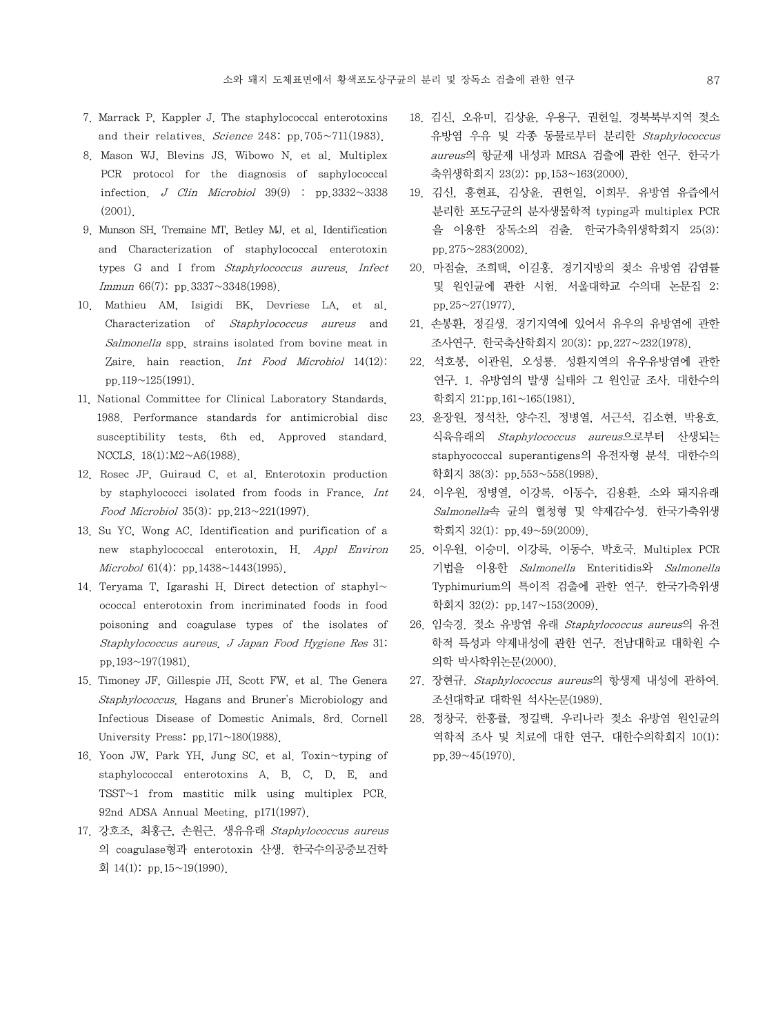7. Marrack P, Kappler J. The staphylococcal enterotoxins and their relatives. *Science* 248: pp.705~711(1983).
8. Mason WJ, Blevins JS, Wibowo N, et al. Multiplex PCR protocol for the diagnosis of saphylococcal infection. *J Clin Microbiol* 39(9) : pp.3332~3338 (2001).
9. Munson SH, Tremaine MT, Betley MJ, et al. Identification and Characterization of staphylococcal enterotoxin types G and I from *Staphylococcus aureus*. *Infect Immun* 66(7): pp.3337~3348(1998).
10. Mathieu AM, Isigidi BK, Devriese LA, et al. Characterization of *Staphylococcus aureus* and *Salmonella* spp. strains isolated from bovine meat in Zaire. hain reaction. *Int Food Microbiol* 14(12): pp.119~125(1991).
11. National Committee for Clinical Laboratory Standards. 1988. Performance standards for antimicrobial disc susceptibility tests. 6th ed. Approved standard. NCCLS. 18(1):M2~A6(1988).
12. Rosec JP, Guiraud C, et al. Enterotoxin production by staphylococci isolated from foods in France. *Int Food Microbiol* 35(3): pp.213~221(1997).
13. Su YC, Wong AC. Identification and purification of a new staphylococcal enterotoxin, H. *Appl Environ Microbol* 61(4): pp.1438~1443(1995).
14. Teryama T, Igarashi H. Direct detection of staphyl~ ococcal enterotoxin from incriminated foods in food poisoning and coagulase types of the isolates of *Staphylococcus aureus*. *J Japan Food Hygiene Res* 31: pp.193~197(1981).
15. Timoney JF, Gillespie JH, Scott FW, et al. The Genera *Staphylococcus*. Hagans and Bruner's Microbiology and Infectious Disease of Domestic Animals. 8rd. Cornell University Press: pp.171~180(1988).
16. Yoon JW, Park YH, Jung SC, et al. Toxin~typing of staphylococcal enterotoxins A, B, C, D, E, and TSST~1 from mastitic milk using multiplex PCR. 92nd ADSA Annual Meeting, p171(1997).
17. 강호조, 최홍근, 손원근. 생유유래 *Staphylococcus aureus*의 coagulase형과 enterotoxin 산생. 한국수의공중보건학회 14(1): pp.15~19(1990).
18. 김신, 오유미, 김상윤, 우용구, 권헌일. 경북북부지역 젖소 유방염 우유 및 각종 동물로부터 분리한 *Staphylococcus aureus*의 항균제 내성과 MRSA 검출에 관한 연구. 한국가축위생학회지 23(2): pp.153~163(2000).
19. 김신, 홍현표, 김상윤, 권헌일, 이희무. 유방염 유즙에서 분리한 포도구균의 분자생물학적 typing과 multiplex PCR을 이용한 장독소의 검출. 한국가축위생학회지 25(3): pp.275~283(2002).
20. 마점술, 조희택, 이길홍. 경기지방의 젖소 유방염 감염률 및 원인균에 관한 시험. 서울대학교 수의대 논문집 2: pp.25~27(1977).
21. 손봉환, 정길생. 경기지역에 있어서 유우의 유방염에 관한 조사연구. 한국축산학회지 20(3): pp.227~232(1978).
22. 석호봉, 이관원, 오성룡. 성환지역의 유우유방염에 관한 연구. 1. 유방염의 발생 실태와 그 원인균 조사. 대한수의학회지 21:pp.161~165(1981).
23. 윤장원, 정석찬, 양수진, 정병열, 서근석, 김소현, 박용호. 식육유래의 *Staphylococcus aureus*으로부터 산생되는 staphyococcal superantigens의 유전자형 분석. 대한수의학회지 38(3): pp.553~558(1998).
24. 이우원, 정병열, 이강록, 이동수, 김용환. 소와 돼지유래 *Salmonella*속 균의 혈청형 및 약제감수성. 한국가축위생학회지 32(1): pp.49~59(2009).
25. 이우원, 이승미, 이강록, 이동수, 박호국. Multiplex PCR 기법을 이용한 *Salmonella* Enteritidis와 *Salmonella* Typhimurium의 특이적 검출에 관한 연구. 한국가축위생학회지 32(2): pp.147~153(2009).
26. 임숙경. 젖소 유방염 유래 *Staphylococcus aureus*의 유전학적 특성과 약제내성에 관한 연구. 전남대학교 대학원 수의학 박사학위논문(2000).
27. 장현규. *Staphylococcus aureus*의 항생제 내성에 관하여. 조선대학교 대학원 석사논문(1989).
28. 정창국, 한홍률, 정길택. 우리나라 젖소 유방염 원인균의 역학적 조사 및 치료에 대한 연구. 대한수의학회지 10(1): pp.39~45(1970).